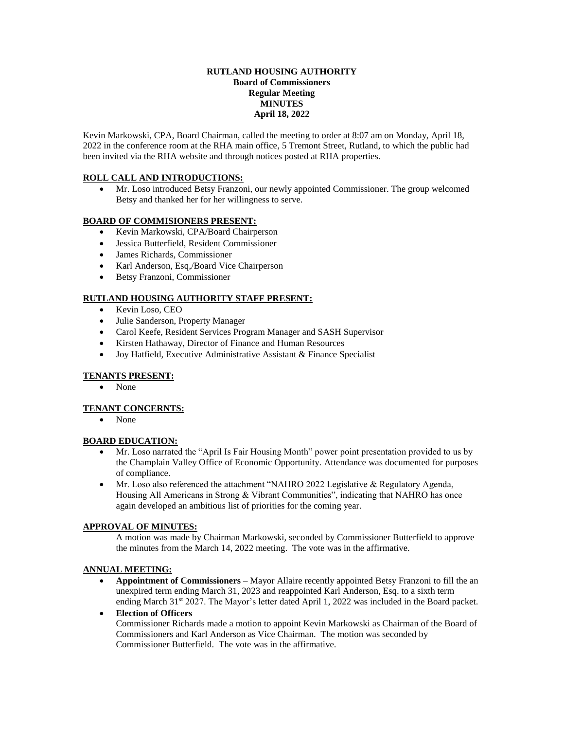# RUTLAND HOUSING AUTHORITY
## Board of Commissioners
## Regular Meeting
## MINUTES
## April 18, 2022

Kevin Markowski, CPA, Board Chairman, called the meeting to order at 8:07 am on Monday, April 18, 2022 in the conference room at the RHA main office, 5 Tremont Street, Rutland, to which the public had been invited via the RHA website and through notices posted at RHA properties.

### ROLL CALL AND INTRODUCTIONS:

- Mr. Loso introduced Betsy Franzoni, our newly appointed Commissioner. The group welcomed Betsy and thanked her for her willingness to serve.

### BOARD OF COMMISIONERS PRESENT:

- Kevin Markowski, CPA/Board Chairperson
- Jessica Butterfield, Resident Commissioner
- James Richards, Commissioner
- Karl Anderson, Esq,/Board Vice Chairperson
- Betsy Franzoni, Commissioner

### RUTLAND HOUSING AUTHORITY STAFF PRESENT:

- Kevin Loso, CEO
- Julie Sanderson, Property Manager
- Carol Keefe, Resident Services Program Manager and SASH Supervisor
- Kirsten Hathaway, Director of Finance and Human Resources
- Joy Hatfield, Executive Administrative Assistant & Finance Specialist

### TENANTS PRESENT:

- None

### TENANT CONCERNTS:

- None

### BOARD EDUCATION:

- Mr. Loso narrated the "April Is Fair Housing Month" power point presentation provided to us by the Champlain Valley Office of Economic Opportunity. Attendance was documented for purposes of compliance.
- Mr. Loso also referenced the attachment "NAHRO 2022 Legislative & Regulatory Agenda, Housing All Americans in Strong & Vibrant Communities", indicating that NAHRO has once again developed an ambitious list of priorities for the coming year.

### APPROVAL OF MINUTES:

A motion was made by Chairman Markowski, seconded by Commissioner Butterfield to approve the minutes from the March 14, 2022 meeting. The vote was in the affirmative.

### ANNUAL MEETING:

- **Appointment of Commissioners** – Mayor Allaire recently appointed Betsy Franzoni to fill the an unexpired term ending March 31, 2023 and reappointed Karl Anderson, Esq. to a sixth term ending March 31st 2027. The Mayor's letter dated April 1, 2022 was included in the Board packet.
- **Election of Officers**
  Commissioner Richards made a motion to appoint Kevin Markowski as Chairman of the Board of Commissioners and Karl Anderson as Vice Chairman. The motion was seconded by Commissioner Butterfield. The vote was in the affirmative.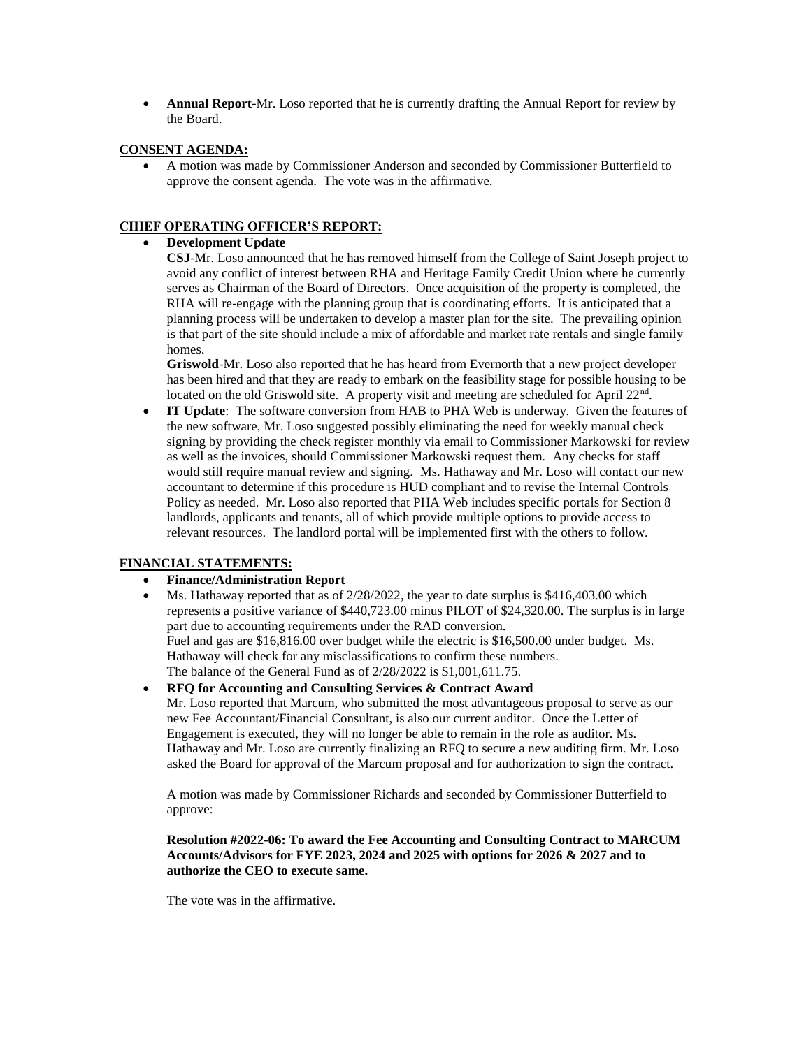- **Annual Report**-Mr. Loso reported that he is currently drafting the Annual Report for review by the Board.

**CONSENT AGENDA:**

- A motion was made by Commissioner Anderson and seconded by Commissioner Butterfield to approve the consent agenda. The vote was in the affirmative.

**CHIEF OPERATING OFFICER'S REPORT:**

- **Development Update**

  **CSJ**-Mr. Loso announced that he has removed himself from the College of Saint Joseph project to avoid any conflict of interest between RHA and Heritage Family Credit Union where he currently serves as Chairman of the Board of Directors. Once acquisition of the property is completed, the RHA will re-engage with the planning group that is coordinating efforts. It is anticipated that a planning process will be undertaken to develop a master plan for the site. The prevailing opinion is that part of the site should include a mix of affordable and market rate rentals and single family homes.

  **Griswold**-Mr. Loso also reported that he has heard from Evernorth that a new project developer has been hired and that they are ready to embark on the feasibility stage for possible housing to be located on the old Griswold site. A property visit and meeting are scheduled for April 22nd.

- **IT Update**: The software conversion from HAB to PHA Web is underway. Given the features of the new software, Mr. Loso suggested possibly eliminating the need for weekly manual check signing by providing the check register monthly via email to Commissioner Markowski for review as well as the invoices, should Commissioner Markowski request them. Any checks for staff would still require manual review and signing. Ms. Hathaway and Mr. Loso will contact our new accountant to determine if this procedure is HUD compliant and to revise the Internal Controls Policy as needed. Mr. Loso also reported that PHA Web includes specific portals for Section 8 landlords, applicants and tenants, all of which provide multiple options to provide access to relevant resources. The landlord portal will be implemented first with the others to follow.

**FINANCIAL STATEMENTS:**

- **Finance/Administration Report**
- Ms. Hathaway reported that as of 2/28/2022, the year to date surplus is $416,403.00 which represents a positive variance of $440,723.00 minus PILOT of $24,320.00. The surplus is in large part due to accounting requirements under the RAD conversion.

  Fuel and gas are $16,816.00 over budget while the electric is $16,500.00 under budget. Ms. Hathaway will check for any misclassifications to confirm these numbers.

  The balance of the General Fund as of 2/28/2022 is $1,001,611.75.

- **RFQ for Accounting and Consulting Services & Contract Award**

  Mr. Loso reported that Marcum, who submitted the most advantageous proposal to serve as our new Fee Accountant/Financial Consultant, is also our current auditor. Once the Letter of Engagement is executed, they will no longer be able to remain in the role as auditor. Ms. Hathaway and Mr. Loso are currently finalizing an RFQ to secure a new auditing firm. Mr. Loso asked the Board for approval of the Marcum proposal and for authorization to sign the contract.

  A motion was made by Commissioner Richards and seconded by Commissioner Butterfield to approve:

  **Resolution #2022-06: To award the Fee Accounting and Consulting Contract to MARCUM Accounts/Advisors for FYE 2023, 2024 and 2025 with options for 2026 & 2027 and to authorize the CEO to execute same.**

  The vote was in the affirmative.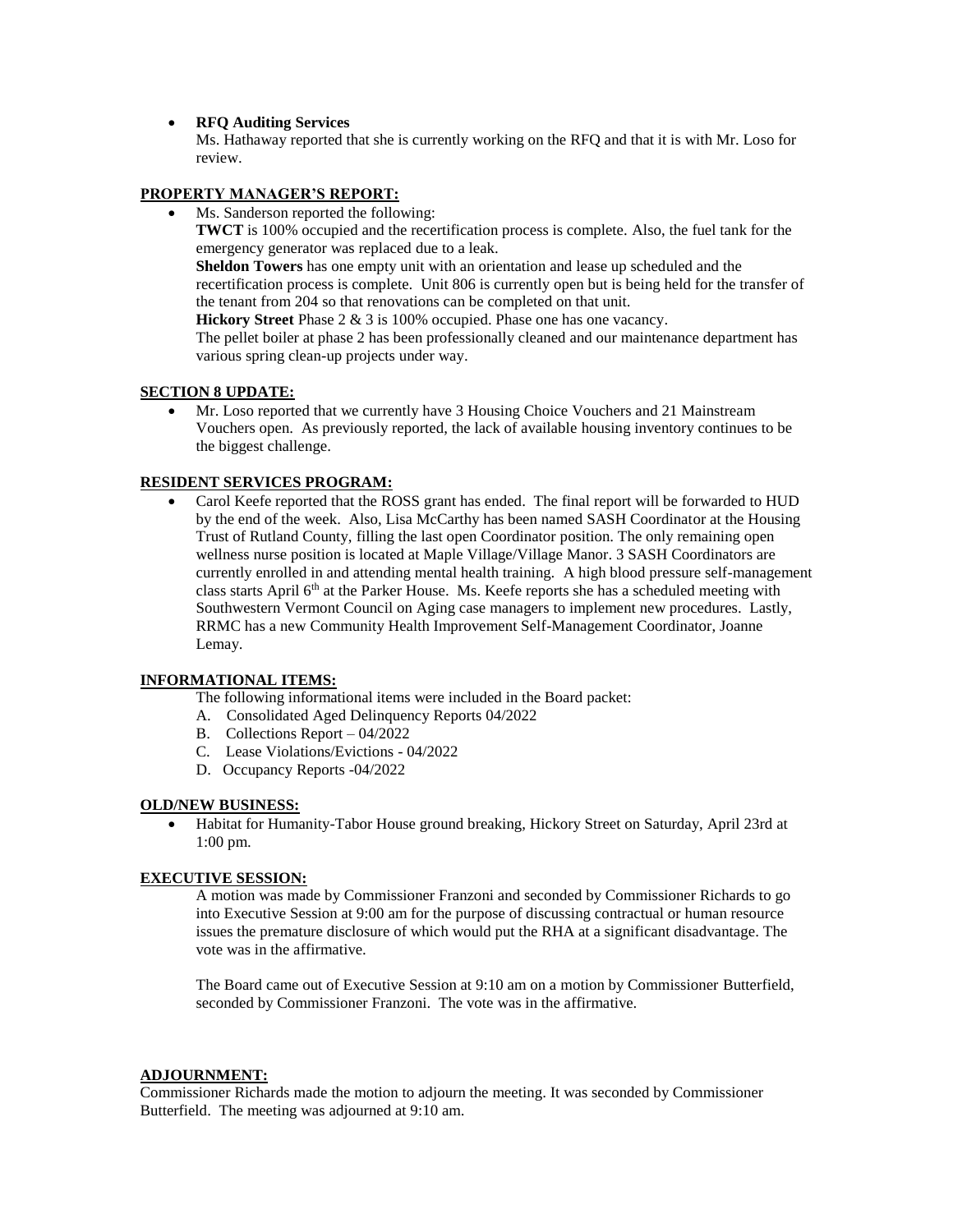- **RFQ Auditing Services**
  Ms. Hathaway reported that she is currently working on the RFQ and that it is with Mr. Loso for review.

**PROPERTY MANAGER'S REPORT:**

- Ms. Sanderson reported the following:
  **TWCT** is 100% occupied and the recertification process is complete. Also, the fuel tank for the emergency generator was replaced due to a leak.
  **Sheldon Towers** has one empty unit with an orientation and lease up scheduled and the recertification process is complete. Unit 806 is currently open but is being held for the transfer of the tenant from 204 so that renovations can be completed on that unit.
  **Hickory Street** Phase 2 & 3 is 100% occupied. Phase one has one vacancy.
  The pellet boiler at phase 2 has been professionally cleaned and our maintenance department has various spring clean-up projects under way.

**SECTION 8 UPDATE:**

- Mr. Loso reported that we currently have 3 Housing Choice Vouchers and 21 Mainstream Vouchers open. As previously reported, the lack of available housing inventory continues to be the biggest challenge.

**RESIDENT SERVICES PROGRAM:**

- Carol Keefe reported that the ROSS grant has ended. The final report will be forwarded to HUD by the end of the week. Also, Lisa McCarthy has been named SASH Coordinator at the Housing Trust of Rutland County, filling the last open Coordinator position. The only remaining open wellness nurse position is located at Maple Village/Village Manor. 3 SASH Coordinators are currently enrolled in and attending mental health training. A high blood pressure self-management class starts April 6th at the Parker House. Ms. Keefe reports she has a scheduled meeting with Southwestern Vermont Council on Aging case managers to implement new procedures. Lastly, RRMC has a new Community Health Improvement Self-Management Coordinator, Joanne Lemay.

**INFORMATIONAL ITEMS:**

The following informational items were included in the Board packet:

A. Consolidated Aged Delinquency Reports 04/2022
B. Collections Report – 04/2022
C. Lease Violations/Evictions - 04/2022
D. Occupancy Reports -04/2022

**OLD/NEW BUSINESS:**

- Habitat for Humanity-Tabor House ground breaking, Hickory Street on Saturday, April 23rd at 1:00 pm.

**EXECUTIVE SESSION:**

A motion was made by Commissioner Franzoni and seconded by Commissioner Richards to go into Executive Session at 9:00 am for the purpose of discussing contractual or human resource issues the premature disclosure of which would put the RHA at a significant disadvantage. The vote was in the affirmative.

The Board came out of Executive Session at 9:10 am on a motion by Commissioner Butterfield, seconded by Commissioner Franzoni. The vote was in the affirmative.

**ADJOURNMENT:**

Commissioner Richards made the motion to adjourn the meeting. It was seconded by Commissioner Butterfield. The meeting was adjourned at 9:10 am.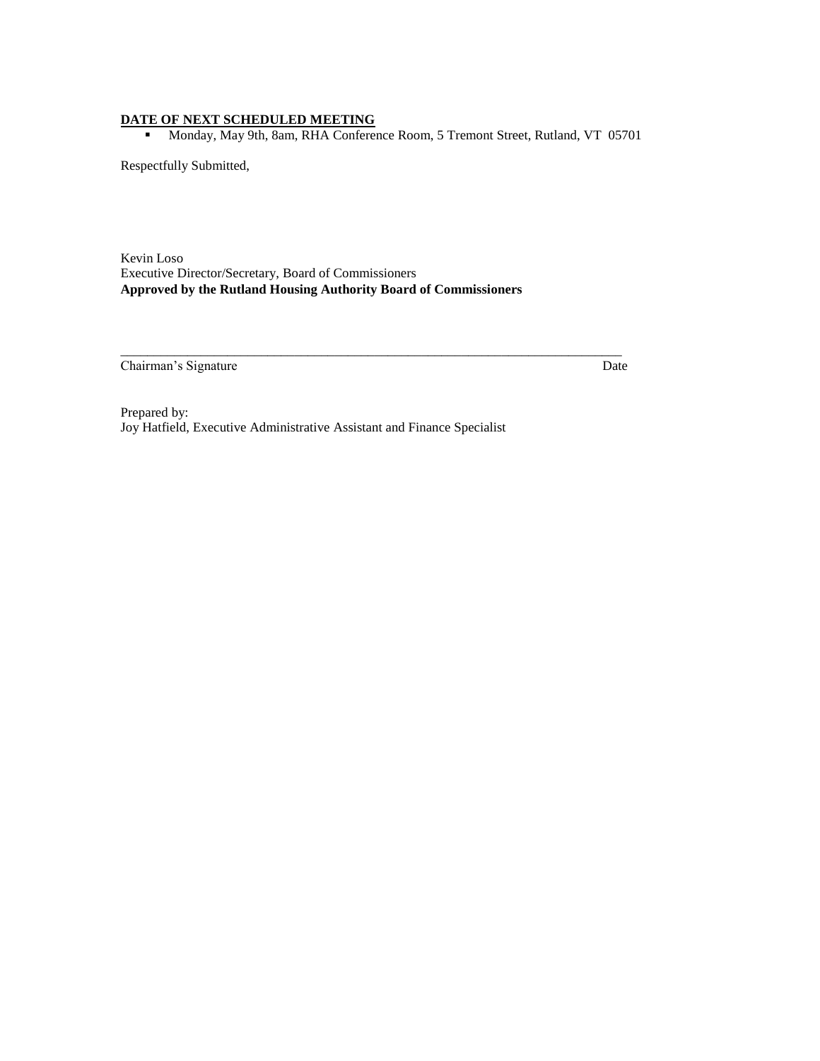**DATE OF NEXT SCHEDULED MEETING**

- Monday, May 9th, 8am, RHA Conference Room, 5 Tremont Street, Rutland, VT 05701

Respectfully Submitted,

Kevin Loso
Executive Director/Secretary, Board of Commissioners
**Approved by the Rutland Housing Authority Board of Commissioners**

_______________________________________________________________________________

Chairman's Signature Date

Prepared by:
Joy Hatfield, Executive Administrative Assistant and Finance Specialist